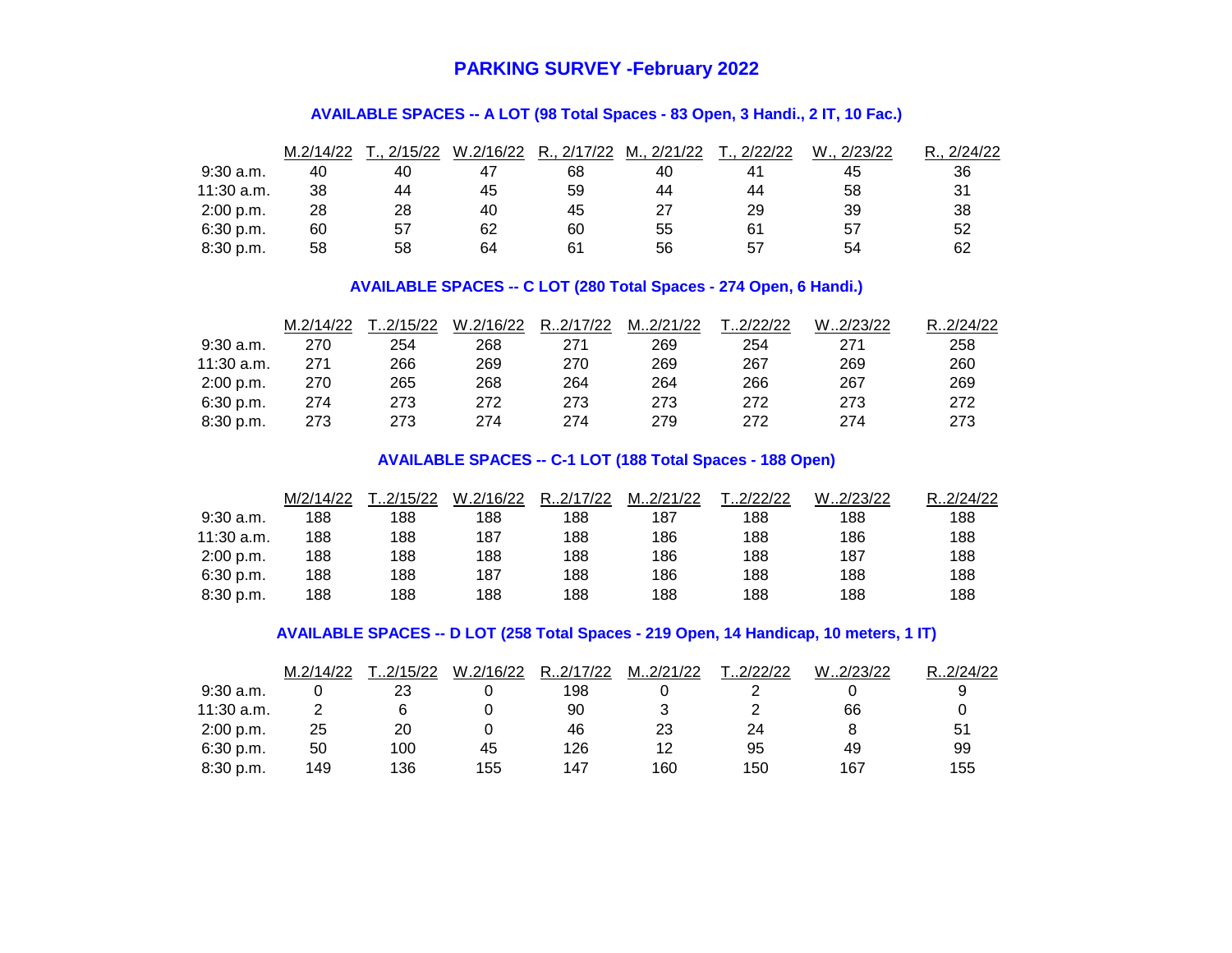# PARKING SURVEY -February 2022

## AVAILABLE SPACES -- A LOT (98 Total Spaces - 83 Open, 3 Handi., 2 IT, 10 Fac.)

| | M.2/14/22 | T., 2/15/22 | W.2/16/22 | R., 2/17/22 | M., 2/21/22 | T., 2/22/22 | W., 2/23/22 | R., 2/24/22 |
|---|---|---|---|---|---|---|---|---|
| 9:30 a.m. | 40 | 40 | 47 | 68 | 40 | 41 | 45 | 36 |
| 11:30 a.m. | 38 | 44 | 45 | 59 | 44 | 44 | 58 | 31 |
| 2:00 p.m. | 28 | 28 | 40 | 45 | 27 | 29 | 39 | 38 |
| 6:30 p.m. | 60 | 57 | 62 | 60 | 55 | 61 | 57 | 52 |
| 8:30 p.m. | 58 | 58 | 64 | 61 | 56 | 57 | 54 | 62 |

## AVAILABLE SPACES -- C LOT (280 Total Spaces - 274 Open, 6 Handi.)

| | M.2/14/22 | T..2/15/22 | W.2/16/22 | R..2/17/22 | M..2/21/22 | T..2/22/22 | W..2/23/22 | R..2/24/22 |
|---|---|---|---|---|---|---|---|---|
| 9:30 a.m. | 270 | 254 | 268 | 271 | 269 | 254 | 271 | 258 |
| 11:30 a.m. | 271 | 266 | 269 | 270 | 269 | 267 | 269 | 260 |
| 2:00 p.m. | 270 | 265 | 268 | 264 | 264 | 266 | 267 | 269 |
| 6:30 p.m. | 274 | 273 | 272 | 273 | 273 | 272 | 273 | 272 |
| 8:30 p.m. | 273 | 273 | 274 | 274 | 279 | 272 | 274 | 273 |

## AVAILABLE SPACES -- C-1 LOT (188 Total Spaces - 188 Open)

| | M/2/14/22 | T..2/15/22 | W.2/16/22 | R..2/17/22 | M..2/21/22 | T..2/22/22 | W..2/23/22 | R..2/24/22 |
|---|---|---|---|---|---|---|---|---|
| 9:30 a.m. | 188 | 188 | 188 | 188 | 187 | 188 | 188 | 188 |
| 11:30 a.m. | 188 | 188 | 187 | 188 | 186 | 188 | 186 | 188 |
| 2:00 p.m. | 188 | 188 | 188 | 188 | 186 | 188 | 187 | 188 |
| 6:30 p.m. | 188 | 188 | 187 | 188 | 186 | 188 | 188 | 188 |
| 8:30 p.m. | 188 | 188 | 188 | 188 | 188 | 188 | 188 | 188 |

## AVAILABLE SPACES -- D LOT (258 Total Spaces - 219 Open, 14 Handicap, 10 meters, 1 IT)

| | M.2/14/22 | T..2/15/22 | W.2/16/22 | R..2/17/22 | M..2/21/22 | T..2/22/22 | W..2/23/22 | R..2/24/22 |
|---|---|---|---|---|---|---|---|---|
| 9:30 a.m. | 0 | 23 | 0 | 198 | 0 | 2 | 0 | 9 |
| 11:30 a.m. | 2 | 6 | 0 | 90 | 3 | 2 | 66 | 0 |
| 2:00 p.m. | 25 | 20 | 0 | 46 | 23 | 24 | 8 | 51 |
| 6:30 p.m. | 50 | 100 | 45 | 126 | 12 | 95 | 49 | 99 |
| 8:30 p.m. | 149 | 136 | 155 | 147 | 160 | 150 | 167 | 155 |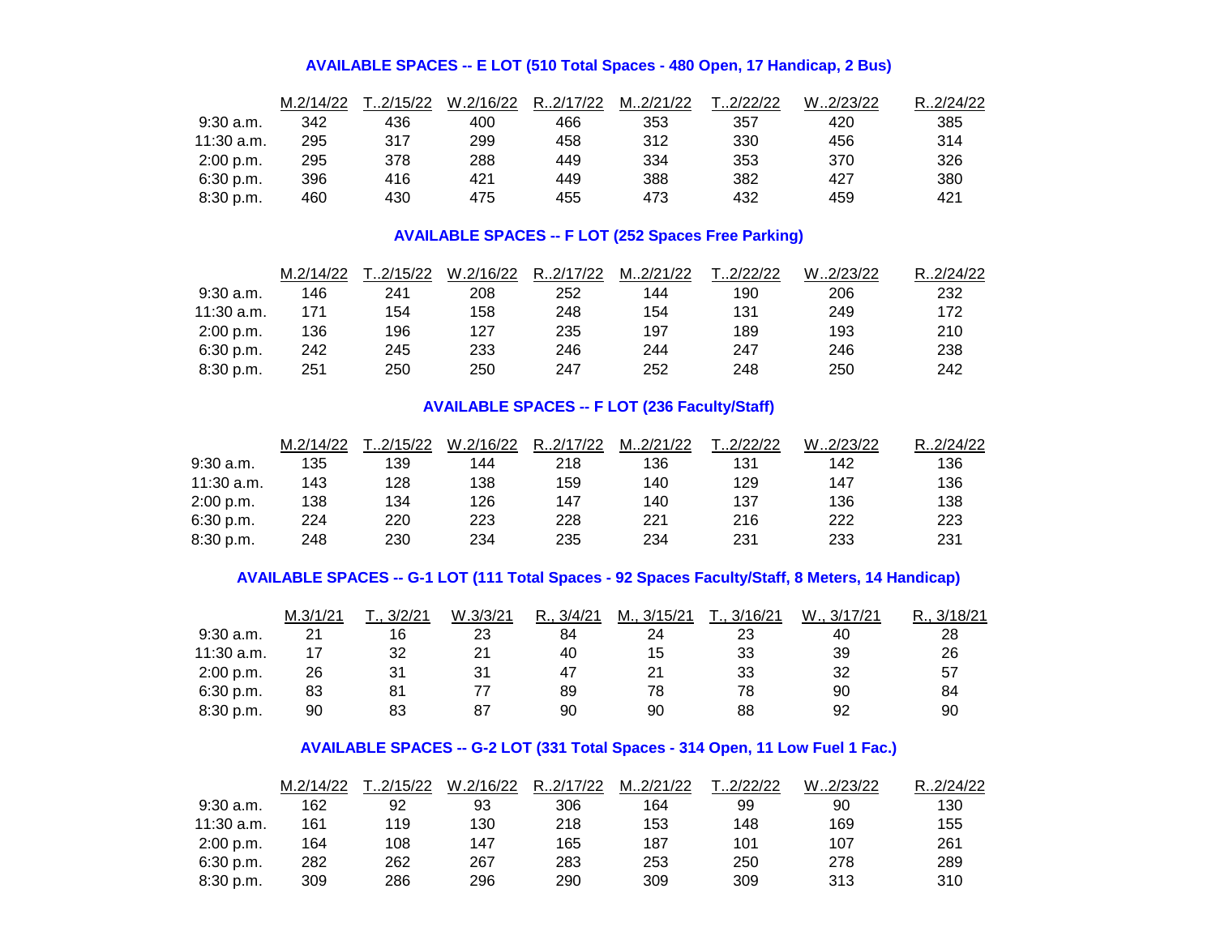**AVAILABLE SPACES -- E LOT (510 Total Spaces - 480 Open, 17 Handicap, 2 Bus)**

| | M.2/14/22 | T..2/15/22 | W.2/16/22 | R..2/17/22 | M..2/21/22 | T..2/22/22 | W..2/23/22 | R..2/24/22 |
|---|---|---|---|---|---|---|---|---|
| 9:30 a.m. | 342 | 436 | 400 | 466 | 353 | 357 | 420 | 385 |
| 11:30 a.m. | 295 | 317 | 299 | 458 | 312 | 330 | 456 | 314 |
| 2:00 p.m. | 295 | 378 | 288 | 449 | 334 | 353 | 370 | 326 |
| 6:30 p.m. | 396 | 416 | 421 | 449 | 388 | 382 | 427 | 380 |
| 8:30 p.m. | 460 | 430 | 475 | 455 | 473 | 432 | 459 | 421 |

**AVAILABLE SPACES -- F LOT (252 Spaces Free Parking)**

| | M.2/14/22 | T..2/15/22 | W.2/16/22 | R..2/17/22 | M..2/21/22 | T..2/22/22 | W..2/23/22 | R..2/24/22 |
|---|---|---|---|---|---|---|---|---|
| 9:30 a.m. | 146 | 241 | 208 | 252 | 144 | 190 | 206 | 232 |
| 11:30 a.m. | 171 | 154 | 158 | 248 | 154 | 131 | 249 | 172 |
| 2:00 p.m. | 136 | 196 | 127 | 235 | 197 | 189 | 193 | 210 |
| 6:30 p.m. | 242 | 245 | 233 | 246 | 244 | 247 | 246 | 238 |
| 8:30 p.m. | 251 | 250 | 250 | 247 | 252 | 248 | 250 | 242 |

**AVAILABLE SPACES -- F LOT (236 Faculty/Staff)**

| | M.2/14/22 | T..2/15/22 | W.2/16/22 | R..2/17/22 | M..2/21/22 | T..2/22/22 | W..2/23/22 | R..2/24/22 |
|---|---|---|---|---|---|---|---|---|
| 9:30 a.m. | 135 | 139 | 144 | 218 | 136 | 131 | 142 | 136 |
| 11:30 a.m. | 143 | 128 | 138 | 159 | 140 | 129 | 147 | 136 |
| 2:00 p.m. | 138 | 134 | 126 | 147 | 140 | 137 | 136 | 138 |
| 6:30 p.m. | 224 | 220 | 223 | 228 | 221 | 216 | 222 | 223 |
| 8:30 p.m. | 248 | 230 | 234 | 235 | 234 | 231 | 233 | 231 |

**AVAILABLE SPACES -- G-1 LOT (111 Total Spaces - 92 Spaces Faculty/Staff, 8 Meters, 14 Handicap)**

| | M.3/1/21 | T., 3/2/21 | W.3/3/21 | R., 3/4/21 | M., 3/15/21 | T., 3/16/21 | W., 3/17/21 | R., 3/18/21 |
|---|---|---|---|---|---|---|---|---|
| 9:30 a.m. | 21 | 16 | 23 | 84 | 24 | 23 | 40 | 28 |
| 11:30 a.m. | 17 | 32 | 21 | 40 | 15 | 33 | 39 | 26 |
| 2:00 p.m. | 26 | 31 | 31 | 47 | 21 | 33 | 32 | 57 |
| 6:30 p.m. | 83 | 81 | 77 | 89 | 78 | 78 | 90 | 84 |
| 8:30 p.m. | 90 | 83 | 87 | 90 | 90 | 88 | 92 | 90 |

**AVAILABLE SPACES -- G-2 LOT (331 Total Spaces - 314 Open, 11 Low Fuel 1 Fac.)**

| | M.2/14/22 | T..2/15/22 | W.2/16/22 | R..2/17/22 | M..2/21/22 | T..2/22/22 | W..2/23/22 | R..2/24/22 |
|---|---|---|---|---|---|---|---|---|
| 9:30 a.m. | 162 | 92 | 93 | 306 | 164 | 99 | 90 | 130 |
| 11:30 a.m. | 161 | 119 | 130 | 218 | 153 | 148 | 169 | 155 |
| 2:00 p.m. | 164 | 108 | 147 | 165 | 187 | 101 | 107 | 261 |
| 6:30 p.m. | 282 | 262 | 267 | 283 | 253 | 250 | 278 | 289 |
| 8:30 p.m. | 309 | 286 | 296 | 290 | 309 | 309 | 313 | 310 |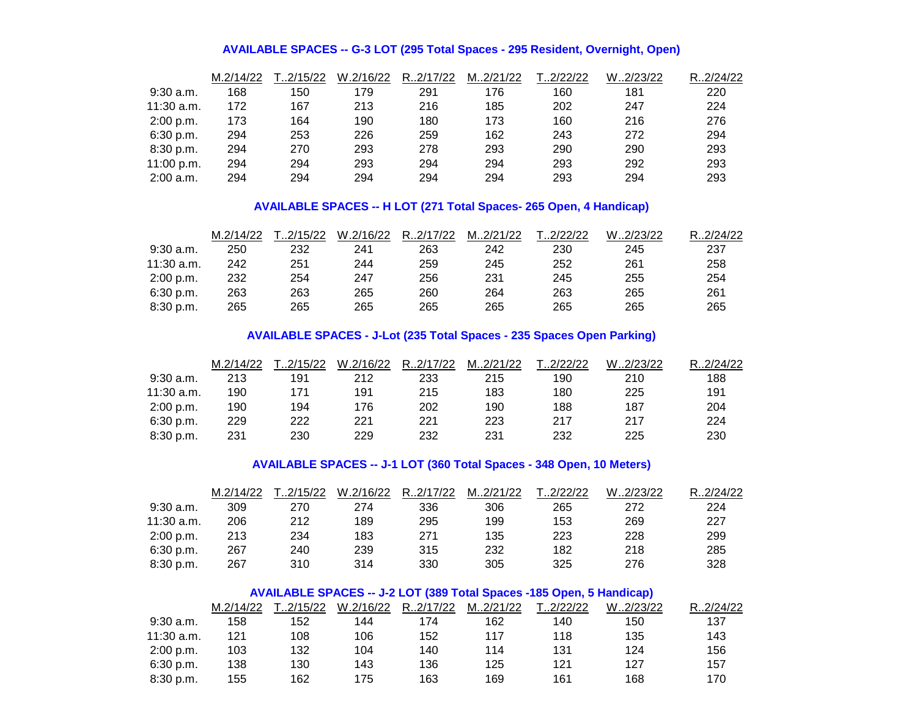### AVAILABLE SPACES -- G-3 LOT (295 Total Spaces - 295 Resident, Overnight, Open)

| | M.2/14/22 | T..2/15/22 | W.2/16/22 | R..2/17/22 | M..2/21/22 | T..2/22/22 | W..2/23/22 | R..2/24/22 |
|---|---|---|---|---|---|---|---|---|
| 9:30 a.m. | 168 | 150 | 179 | 291 | 176 | 160 | 181 | 220 |
| 11:30 a.m. | 172 | 167 | 213 | 216 | 185 | 202 | 247 | 224 |
| 2:00 p.m. | 173 | 164 | 190 | 180 | 173 | 160 | 216 | 276 |
| 6:30 p.m. | 294 | 253 | 226 | 259 | 162 | 243 | 272 | 294 |
| 8:30 p.m. | 294 | 270 | 293 | 278 | 293 | 290 | 290 | 293 |
| 11:00 p.m. | 294 | 294 | 293 | 294 | 294 | 293 | 292 | 293 |
| 2:00 a.m. | 294 | 294 | 294 | 294 | 294 | 293 | 294 | 293 |

### AVAILABLE SPACES -- H LOT (271 Total Spaces- 265 Open, 4 Handicap)

| | M.2/14/22 | T..2/15/22 | W.2/16/22 | R..2/17/22 | M..2/21/22 | T..2/22/22 | W..2/23/22 | R..2/24/22 |
|---|---|---|---|---|---|---|---|---|
| 9:30 a.m. | 250 | 232 | 241 | 263 | 242 | 230 | 245 | 237 |
| 11:30 a.m. | 242 | 251 | 244 | 259 | 245 | 252 | 261 | 258 |
| 2:00 p.m. | 232 | 254 | 247 | 256 | 231 | 245 | 255 | 254 |
| 6:30 p.m. | 263 | 263 | 265 | 260 | 264 | 263 | 265 | 261 |
| 8:30 p.m. | 265 | 265 | 265 | 265 | 265 | 265 | 265 | 265 |

### AVAILABLE SPACES - J-Lot (235 Total Spaces - 235 Spaces Open Parking)

| | M.2/14/22 | T..2/15/22 | W.2/16/22 | R..2/17/22 | M..2/21/22 | T..2/22/22 | W..2/23/22 | R..2/24/22 |
|---|---|---|---|---|---|---|---|---|
| 9:30 a.m. | 213 | 191 | 212 | 233 | 215 | 190 | 210 | 188 |
| 11:30 a.m. | 190 | 171 | 191 | 215 | 183 | 180 | 225 | 191 |
| 2:00 p.m. | 190 | 194 | 176 | 202 | 190 | 188 | 187 | 204 |
| 6:30 p.m. | 229 | 222 | 221 | 221 | 223 | 217 | 217 | 224 |
| 8:30 p.m. | 231 | 230 | 229 | 232 | 231 | 232 | 225 | 230 |

### AVAILABLE SPACES -- J-1 LOT (360 Total Spaces - 348 Open, 10 Meters)

| | M.2/14/22 | T..2/15/22 | W.2/16/22 | R..2/17/22 | M..2/21/22 | T..2/22/22 | W..2/23/22 | R..2/24/22 |
|---|---|---|---|---|---|---|---|---|
| 9:30 a.m. | 309 | 270 | 274 | 336 | 306 | 265 | 272 | 224 |
| 11:30 a.m. | 206 | 212 | 189 | 295 | 199 | 153 | 269 | 227 |
| 2:00 p.m. | 213 | 234 | 183 | 271 | 135 | 223 | 228 | 299 |
| 6:30 p.m. | 267 | 240 | 239 | 315 | 232 | 182 | 218 | 285 |
| 8:30 p.m. | 267 | 310 | 314 | 330 | 305 | 325 | 276 | 328 |

### AVAILABLE SPACES -- J-2 LOT (389 Total Spaces -185 Open, 5 Handicap)

| | M.2/14/22 | T..2/15/22 | W.2/16/22 | R..2/17/22 | M..2/21/22 | T..2/22/22 | W..2/23/22 | R..2/24/22 |
|---|---|---|---|---|---|---|---|---|
| 9:30 a.m. | 158 | 152 | 144 | 174 | 162 | 140 | 150 | 137 |
| 11:30 a.m. | 121 | 108 | 106 | 152 | 117 | 118 | 135 | 143 |
| 2:00 p.m. | 103 | 132 | 104 | 140 | 114 | 131 | 124 | 156 |
| 6:30 p.m. | 138 | 130 | 143 | 136 | 125 | 121 | 127 | 157 |
| 8:30 p.m. | 155 | 162 | 175 | 163 | 169 | 161 | 168 | 170 |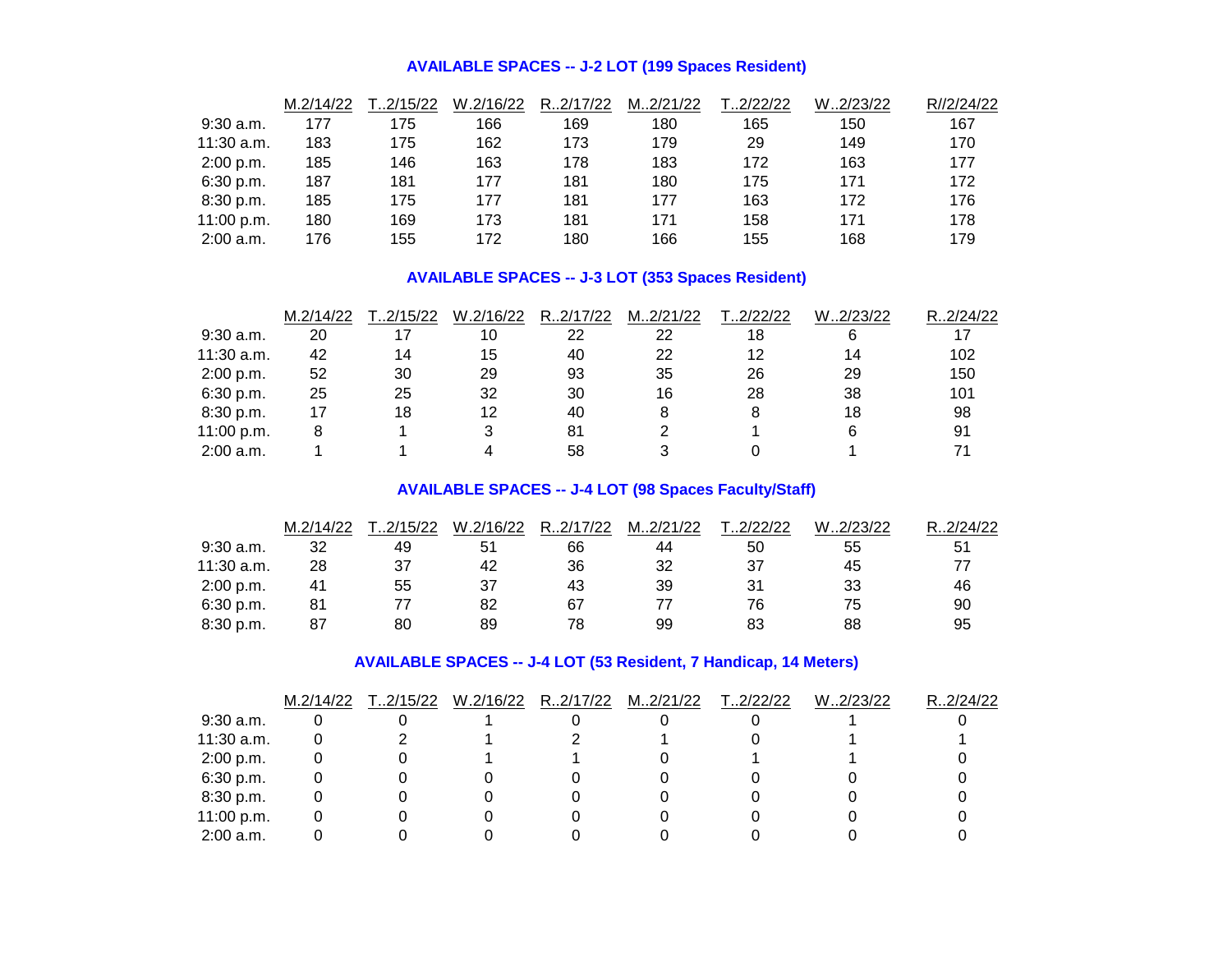**AVAILABLE SPACES -- J-2 LOT (199 Spaces Resident)**

| | M.2/14/22 | T..2/15/22 | W.2/16/22 | R..2/17/22 | M..2/21/22 | T..2/22/22 | W..2/23/22 | R//2/24/22 |
|---|---|---|---|---|---|---|---|---|
| 9:30 a.m. | 177 | 175 | 166 | 169 | 180 | 165 | 150 | 167 |
| 11:30 a.m. | 183 | 175 | 162 | 173 | 179 | 29 | 149 | 170 |
| 2:00 p.m. | 185 | 146 | 163 | 178 | 183 | 172 | 163 | 177 |
| 6:30 p.m. | 187 | 181 | 177 | 181 | 180 | 175 | 171 | 172 |
| 8:30 p.m. | 185 | 175 | 177 | 181 | 177 | 163 | 172 | 176 |
| 11:00 p.m. | 180 | 169 | 173 | 181 | 171 | 158 | 171 | 178 |
| 2:00 a.m. | 176 | 155 | 172 | 180 | 166 | 155 | 168 | 179 |

**AVAILABLE SPACES -- J-3 LOT (353 Spaces Resident)**

| | M.2/14/22 | T..2/15/22 | W.2/16/22 | R..2/17/22 | M..2/21/22 | T..2/22/22 | W..2/23/22 | R..2/24/22 |
|---|---|---|---|---|---|---|---|---|
| 9:30 a.m. | 20 | 17 | 10 | 22 | 22 | 18 | 6 | 17 |
| 11:30 a.m. | 42 | 14 | 15 | 40 | 22 | 12 | 14 | 102 |
| 2:00 p.m. | 52 | 30 | 29 | 93 | 35 | 26 | 29 | 150 |
| 6:30 p.m. | 25 | 25 | 32 | 30 | 16 | 28 | 38 | 101 |
| 8:30 p.m. | 17 | 18 | 12 | 40 | 8 | 8 | 18 | 98 |
| 11:00 p.m. | 8 | 1 | 3 | 81 | 2 | 1 | 6 | 91 |
| 2:00 a.m. | 1 | 1 | 4 | 58 | 3 | 0 | 1 | 71 |

**AVAILABLE SPACES -- J-4 LOT (98 Spaces Faculty/Staff)**

| | M.2/14/22 | T..2/15/22 | W.2/16/22 | R..2/17/22 | M..2/21/22 | T..2/22/22 | W..2/23/22 | R..2/24/22 |
|---|---|---|---|---|---|---|---|---|
| 9:30 a.m. | 32 | 49 | 51 | 66 | 44 | 50 | 55 | 51 |
| 11:30 a.m. | 28 | 37 | 42 | 36 | 32 | 37 | 45 | 77 |
| 2:00 p.m. | 41 | 55 | 37 | 43 | 39 | 31 | 33 | 46 |
| 6:30 p.m. | 81 | 77 | 82 | 67 | 77 | 76 | 75 | 90 |
| 8:30 p.m. | 87 | 80 | 89 | 78 | 99 | 83 | 88 | 95 |

**AVAILABLE SPACES -- J-4 LOT (53 Resident, 7 Handicap, 14 Meters)**

| | M.2/14/22 | T..2/15/22 | W.2/16/22 | R..2/17/22 | M..2/21/22 | T..2/22/22 | W..2/23/22 | R..2/24/22 |
|---|---|---|---|---|---|---|---|---|
| 9:30 a.m. | 0 | 0 | 1 | 0 | 0 | 0 | 1 | 0 |
| 11:30 a.m. | 0 | 2 | 1 | 2 | 1 | 0 | 1 | 1 |
| 2:00 p.m. | 0 | 0 | 1 | 1 | 0 | 1 | 1 | 0 |
| 6:30 p.m. | 0 | 0 | 0 | 0 | 0 | 0 | 0 | 0 |
| 8:30 p.m. | 0 | 0 | 0 | 0 | 0 | 0 | 0 | 0 |
| 11:00 p.m. | 0 | 0 | 0 | 0 | 0 | 0 | 0 | 0 |
| 2:00 a.m. | 0 | 0 | 0 | 0 | 0 | 0 | 0 | 0 |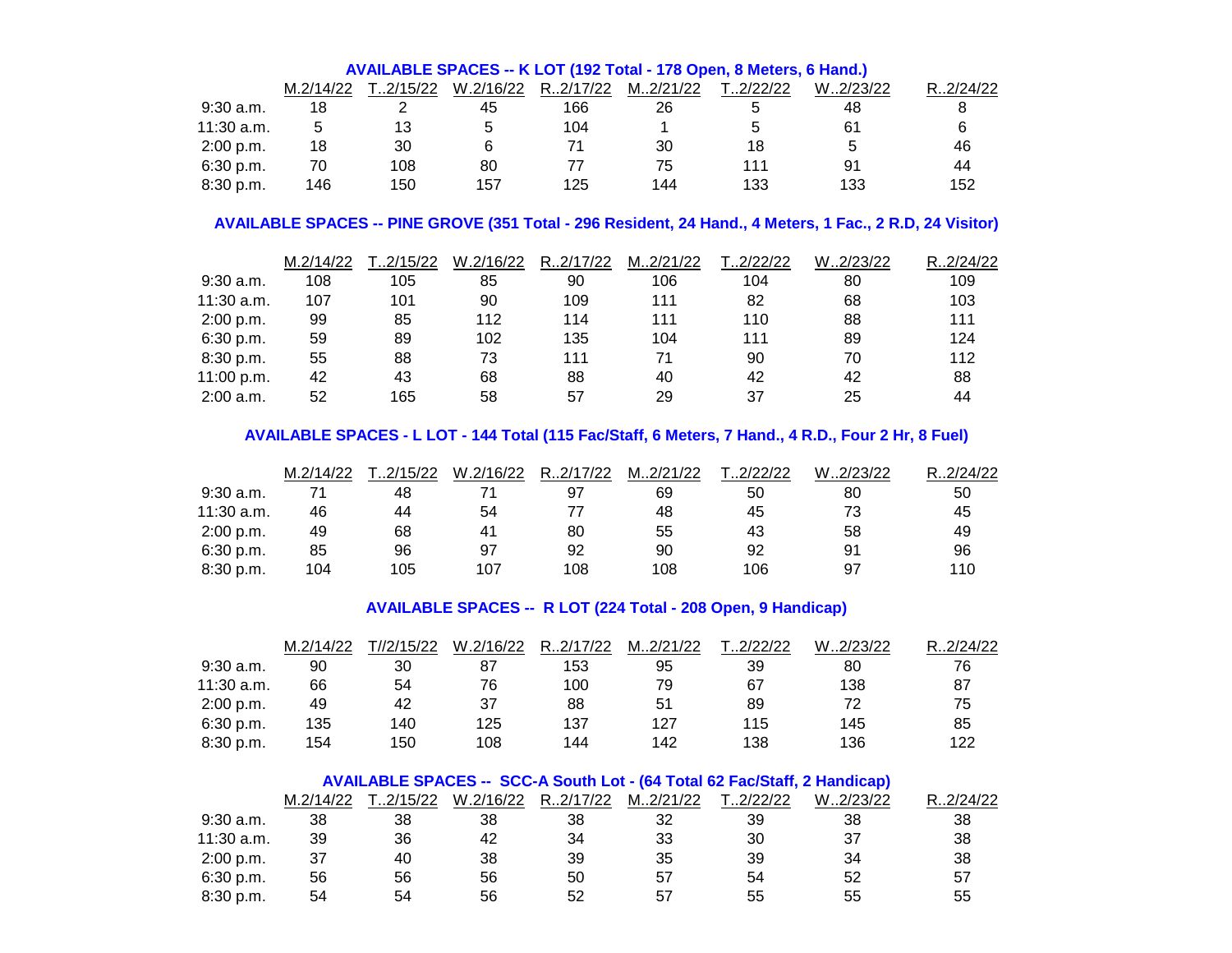**AVAILABLE SPACES -- K LOT (192 Total - 178 Open, 8 Meters, 6 Hand.)**

| | M.2/14/22 | T..2/15/22 | W.2/16/22 | R..2/17/22 | M..2/21/22 | T..2/22/22 | W..2/23/22 | R..2/24/22 |
|---|---|---|---|---|---|---|---|---|
| 9:30 a.m. | 18 | 2 | 45 | 166 | 26 | 5 | 48 | 8 |
| 11:30 a.m. | 5 | 13 | 5 | 104 | 1 | 5 | 61 | 6 |
| 2:00 p.m. | 18 | 30 | 6 | 71 | 30 | 18 | 5 | 46 |
| 6:30 p.m. | 70 | 108 | 80 | 77 | 75 | 111 | 91 | 44 |
| 8:30 p.m. | 146 | 150 | 157 | 125 | 144 | 133 | 133 | 152 |

**AVAILABLE SPACES -- PINE GROVE (351 Total - 296 Resident, 24 Hand., 4 Meters, 1 Fac., 2 R.D, 24 Visitor)**

| | M.2/14/22 | T..2/15/22 | W.2/16/22 | R..2/17/22 | M..2/21/22 | T..2/22/22 | W..2/23/22 | R..2/24/22 |
|---|---|---|---|---|---|---|---|---|
| 9:30 a.m. | 108 | 105 | 85 | 90 | 106 | 104 | 80 | 109 |
| 11:30 a.m. | 107 | 101 | 90 | 109 | 111 | 82 | 68 | 103 |
| 2:00 p.m. | 99 | 85 | 112 | 114 | 111 | 110 | 88 | 111 |
| 6:30 p.m. | 59 | 89 | 102 | 135 | 104 | 111 | 89 | 124 |
| 8:30 p.m. | 55 | 88 | 73 | 111 | 71 | 90 | 70 | 112 |
| 11:00 p.m. | 42 | 43 | 68 | 88 | 40 | 42 | 42 | 88 |
| 2:00 a.m. | 52 | 165 | 58 | 57 | 29 | 37 | 25 | 44 |

**AVAILABLE SPACES - L LOT - 144 Total (115 Fac/Staff, 6 Meters, 7 Hand., 4 R.D., Four 2 Hr, 8 Fuel)**

| | M.2/14/22 | T..2/15/22 | W.2/16/22 | R..2/17/22 | M..2/21/22 | T..2/22/22 | W..2/23/22 | R..2/24/22 |
|---|---|---|---|---|---|---|---|---|
| 9:30 a.m. | 71 | 48 | 71 | 97 | 69 | 50 | 80 | 50 |
| 11:30 a.m. | 46 | 44 | 54 | 77 | 48 | 45 | 73 | 45 |
| 2:00 p.m. | 49 | 68 | 41 | 80 | 55 | 43 | 58 | 49 |
| 6:30 p.m. | 85 | 96 | 97 | 92 | 90 | 92 | 91 | 96 |
| 8:30 p.m. | 104 | 105 | 107 | 108 | 108 | 106 | 97 | 110 |

**AVAILABLE SPACES -- R LOT (224 Total - 208 Open, 9 Handicap)**

| | M.2/14/22 | T//2/15/22 | W.2/16/22 | R..2/17/22 | M..2/21/22 | T..2/22/22 | W..2/23/22 | R..2/24/22 |
|---|---|---|---|---|---|---|---|---|
| 9:30 a.m. | 90 | 30 | 87 | 153 | 95 | 39 | 80 | 76 |
| 11:30 a.m. | 66 | 54 | 76 | 100 | 79 | 67 | 138 | 87 |
| 2:00 p.m. | 49 | 42 | 37 | 88 | 51 | 89 | 72 | 75 |
| 6:30 p.m. | 135 | 140 | 125 | 137 | 127 | 115 | 145 | 85 |
| 8:30 p.m. | 154 | 150 | 108 | 144 | 142 | 138 | 136 | 122 |

**AVAILABLE SPACES -- SCC-A South Lot - (64 Total 62 Fac/Staff, 2 Handicap)**

| | M.2/14/22 | T..2/15/22 | W.2/16/22 | R..2/17/22 | M..2/21/22 | T..2/22/22 | W..2/23/22 | R..2/24/22 |
|---|---|---|---|---|---|---|---|---|
| 9:30 a.m. | 38 | 38 | 38 | 38 | 32 | 39 | 38 | 38 |
| 11:30 a.m. | 39 | 36 | 42 | 34 | 33 | 30 | 37 | 38 |
| 2:00 p.m. | 37 | 40 | 38 | 39 | 35 | 39 | 34 | 38 |
| 6:30 p.m. | 56 | 56 | 56 | 50 | 57 | 54 | 52 | 57 |
| 8:30 p.m. | 54 | 54 | 56 | 52 | 57 | 55 | 55 | 55 |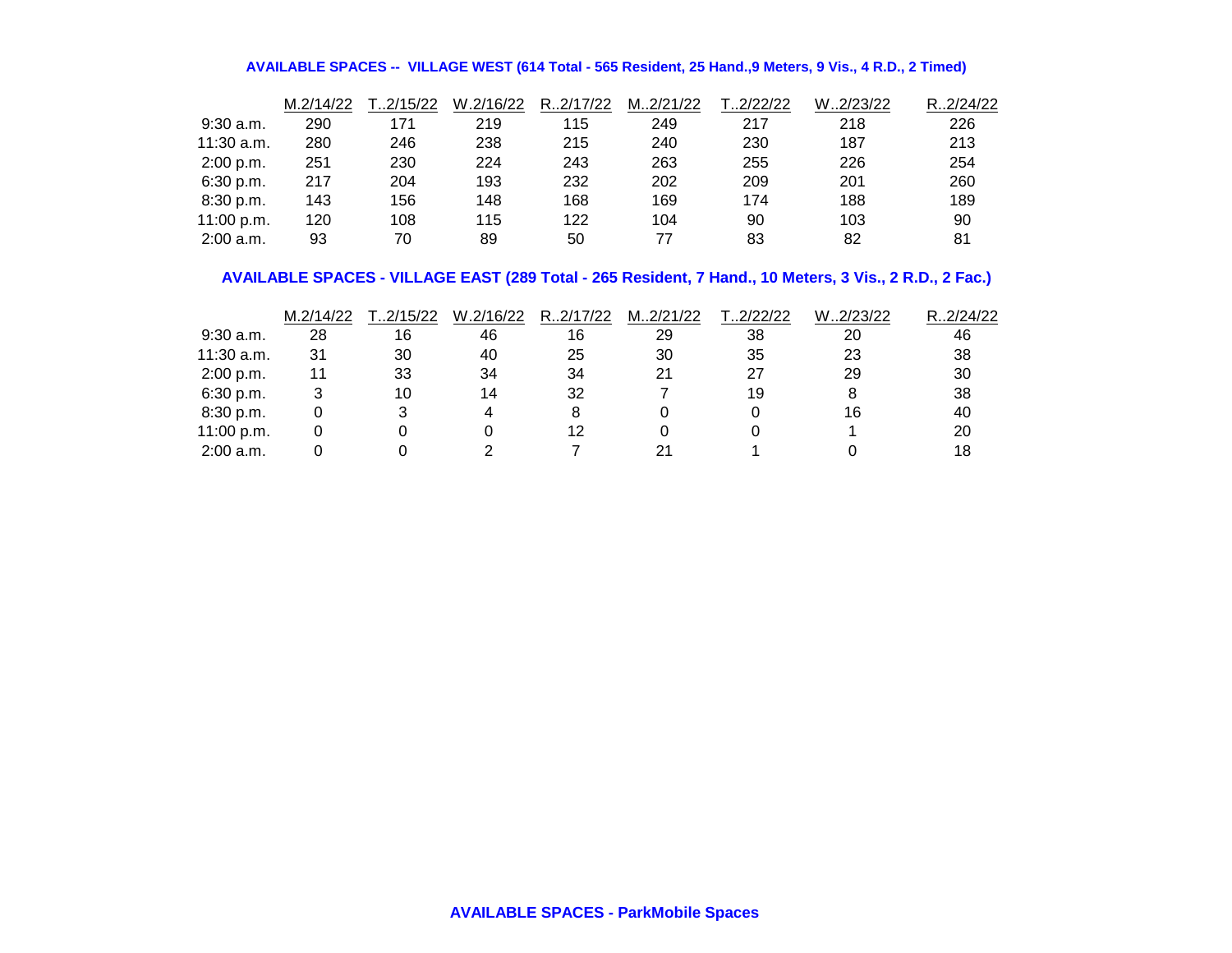**AVAILABLE SPACES -- VILLAGE WEST (614 Total - 565 Resident, 25 Hand.,9 Meters, 9 Vis., 4 R.D., 2 Timed)**

| | M.2/14/22 | T..2/15/22 | W.2/16/22 | R..2/17/22 | M..2/21/22 | T..2/22/22 | W..2/23/22 | R..2/24/22 |
|---|---|---|---|---|---|---|---|---|
| 9:30 a.m. | 290 | 171 | 219 | 115 | 249 | 217 | 218 | 226 |
| 11:30 a.m. | 280 | 246 | 238 | 215 | 240 | 230 | 187 | 213 |
| 2:00 p.m. | 251 | 230 | 224 | 243 | 263 | 255 | 226 | 254 |
| 6:30 p.m. | 217 | 204 | 193 | 232 | 202 | 209 | 201 | 260 |
| 8:30 p.m. | 143 | 156 | 148 | 168 | 169 | 174 | 188 | 189 |
| 11:00 p.m. | 120 | 108 | 115 | 122 | 104 | 90 | 103 | 90 |
| 2:00 a.m. | 93 | 70 | 89 | 50 | 77 | 83 | 82 | 81 |

**AVAILABLE SPACES - VILLAGE EAST (289 Total - 265 Resident, 7 Hand., 10 Meters, 3 Vis., 2 R.D., 2 Fac.)**

| | M.2/14/22 | T..2/15/22 | W.2/16/22 | R..2/17/22 | M..2/21/22 | T..2/22/22 | W..2/23/22 | R..2/24/22 |
|---|---|---|---|---|---|---|---|---|
| 9:30 a.m. | 28 | 16 | 46 | 16 | 29 | 38 | 20 | 46 |
| 11:30 a.m. | 31 | 30 | 40 | 25 | 30 | 35 | 23 | 38 |
| 2:00 p.m. | 11 | 33 | 34 | 34 | 21 | 27 | 29 | 30 |
| 6:30 p.m. | 3 | 10 | 14 | 32 | 7 | 19 | 8 | 38 |
| 8:30 p.m. | 0 | 3 | 4 | 8 | 0 | 0 | 16 | 40 |
| 11:00 p.m. | 0 | 0 | 0 | 12 | 0 | 0 | 1 | 20 |
| 2:00 a.m. | 0 | 0 | 2 | 7 | 21 | 1 | 0 | 18 |

**AVAILABLE SPACES - ParkMobile Spaces**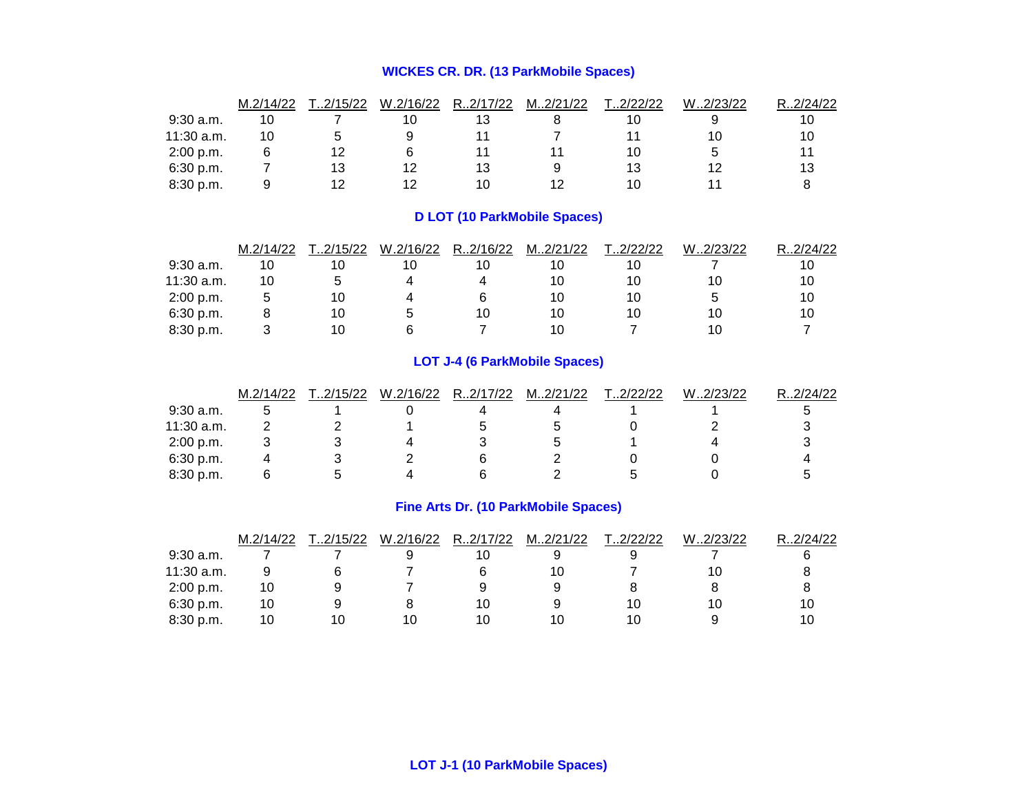### WICKES CR. DR. (13 ParkMobile Spaces)

| | M.2/14/22 | T..2/15/22 | W.2/16/22 | R..2/17/22 | M..2/21/22 | T..2/22/22 | W..2/23/22 | R..2/24/22 |
|---|---|---|---|---|---|---|---|---|
| 9:30 a.m. | 10 | 7 | 10 | 13 | 8 | 10 | 9 | 10 |
| 11:30 a.m. | 10 | 5 | 9 | 11 | 7 | 11 | 10 | 10 |
| 2:00 p.m. | 6 | 12 | 6 | 11 | 11 | 10 | 5 | 11 |
| 6:30 p.m. | 7 | 13 | 12 | 13 | 9 | 13 | 12 | 13 |
| 8:30 p.m. | 9 | 12 | 12 | 10 | 12 | 10 | 11 | 8 |

### D LOT (10 ParkMobile Spaces)

| | M.2/14/22 | T..2/15/22 | W.2/16/22 | R..2/16/22 | M..2/21/22 | T..2/22/22 | W..2/23/22 | R..2/24/22 |
|---|---|---|---|---|---|---|---|---|
| 9:30 a.m. | 10 | 10 | 10 | 10 | 10 | 10 | 7 | 10 |
| 11:30 a.m. | 10 | 5 | 4 | 4 | 10 | 10 | 10 | 10 |
| 2:00 p.m. | 5 | 10 | 4 | 6 | 10 | 10 | 5 | 10 |
| 6:30 p.m. | 8 | 10 | 5 | 10 | 10 | 10 | 10 | 10 |
| 8:30 p.m. | 3 | 10 | 6 | 7 | 10 | 7 | 10 | 7 |

### LOT J-4 (6 ParkMobile Spaces)

| | M.2/14/22 | T..2/15/22 | W.2/16/22 | R..2/17/22 | M..2/21/22 | T..2/22/22 | W..2/23/22 | R..2/24/22 |
|---|---|---|---|---|---|---|---|---|
| 9:30 a.m. | 5 | 1 | 0 | 4 | 4 | 1 | 1 | 5 |
| 11:30 a.m. | 2 | 2 | 1 | 5 | 5 | 0 | 2 | 3 |
| 2:00 p.m. | 3 | 3 | 4 | 3 | 5 | 1 | 4 | 3 |
| 6:30 p.m. | 4 | 3 | 2 | 6 | 2 | 0 | 0 | 4 |
| 8:30 p.m. | 6 | 5 | 4 | 6 | 2 | 5 | 0 | 5 |

### Fine Arts Dr. (10 ParkMobile Spaces)

| | M.2/14/22 | T..2/15/22 | W.2/16/22 | R..2/17/22 | M..2/21/22 | T..2/22/22 | W..2/23/22 | R..2/24/22 |
|---|---|---|---|---|---|---|---|---|
| 9:30 a.m. | 7 | 7 | 9 | 10 | 9 | 9 | 7 | 6 |
| 11:30 a.m. | 9 | 6 | 7 | 6 | 10 | 7 | 10 | 8 |
| 2:00 p.m. | 10 | 9 | 7 | 9 | 9 | 8 | 8 | 8 |
| 6:30 p.m. | 10 | 9 | 8 | 10 | 9 | 10 | 10 | 10 |
| 8:30 p.m. | 10 | 10 | 10 | 10 | 10 | 10 | 9 | 10 |

### LOT J-1 (10 ParkMobile Spaces)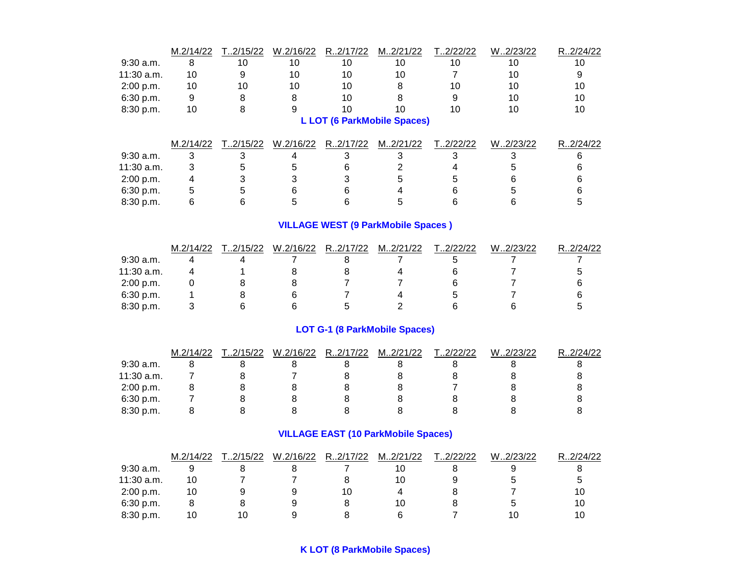| | M.2/14/22 | T..2/15/22 | W.2/16/22 | R..2/17/22 | M..2/21/22 | T..2/22/22 | W..2/23/22 | R..2/24/22 |
|---|---|---|---|---|---|---|---|---|
| 9:30 a.m. | 8 | 10 | 10 | 10 | 10 | 10 | 10 | 10 |
| 11:30 a.m. | 10 | 9 | 10 | 10 | 10 | 7 | 10 | 9 |
| 2:00 p.m. | 10 | 10 | 10 | 10 | 8 | 10 | 10 | 10 |
| 6:30 p.m. | 9 | 8 | 8 | 10 | 8 | 9 | 10 | 10 |
| 8:30 p.m. | 10 | 8 | 9 | 10 | 10 | 10 | 10 | 10 |

**L LOT (6 ParkMobile Spaces)**

| | M.2/14/22 | T..2/15/22 | W.2/16/22 | R..2/17/22 | M..2/21/22 | T..2/22/22 | W..2/23/22 | R..2/24/22 |
|---|---|---|---|---|---|---|---|---|
| 9:30 a.m. | 3 | 3 | 4 | 3 | 3 | 3 | 3 | 6 |
| 11:30 a.m. | 3 | 5 | 5 | 6 | 2 | 4 | 5 | 6 |
| 2:00 p.m. | 4 | 3 | 3 | 3 | 5 | 5 | 6 | 6 |
| 6:30 p.m. | 5 | 5 | 6 | 6 | 4 | 6 | 5 | 6 |
| 8:30 p.m. | 6 | 6 | 5 | 6 | 5 | 6 | 6 | 5 |

**VILLAGE WEST (9 ParkMobile Spaces )**

| | M.2/14/22 | T..2/15/22 | W.2/16/22 | R..2/17/22 | M..2/21/22 | T..2/22/22 | W..2/23/22 | R..2/24/22 |
|---|---|---|---|---|---|---|---|---|
| 9:30 a.m. | 4 | 4 | 7 | 8 | 7 | 5 | 7 | 7 |
| 11:30 a.m. | 4 | 1 | 8 | 8 | 4 | 6 | 7 | 5 |
| 2:00 p.m. | 0 | 8 | 8 | 7 | 7 | 6 | 7 | 6 |
| 6:30 p.m. | 1 | 8 | 6 | 7 | 4 | 5 | 7 | 6 |
| 8:30 p.m. | 3 | 6 | 6 | 5 | 2 | 6 | 6 | 5 |

**LOT G-1 (8 ParkMobile Spaces)**

| | M.2/14/22 | T..2/15/22 | W.2/16/22 | R..2/17/22 | M..2/21/22 | T..2/22/22 | W..2/23/22 | R..2/24/22 |
|---|---|---|---|---|---|---|---|---|
| 9:30 a.m. | 8 | 8 | 8 | 8 | 8 | 8 | 8 | 8 |
| 11:30 a.m. | 7 | 8 | 7 | 8 | 8 | 8 | 8 | 8 |
| 2:00 p.m. | 8 | 8 | 8 | 8 | 8 | 7 | 8 | 8 |
| 6:30 p.m. | 7 | 8 | 8 | 8 | 8 | 8 | 8 | 8 |
| 8:30 p.m. | 8 | 8 | 8 | 8 | 8 | 8 | 8 | 8 |

**VILLAGE EAST (10 ParkMobile Spaces)**

| | M.2/14/22 | T..2/15/22 | W.2/16/22 | R..2/17/22 | M..2/21/22 | T..2/22/22 | W..2/23/22 | R..2/24/22 |
|---|---|---|---|---|---|---|---|---|
| 9:30 a.m. | 9 | 8 | 8 | 7 | 10 | 8 | 9 | 8 |
| 11:30 a.m. | 10 | 7 | 7 | 8 | 10 | 9 | 5 | 5 |
| 2:00 p.m. | 10 | 9 | 9 | 10 | 4 | 8 | 7 | 10 |
| 6:30 p.m. | 8 | 8 | 9 | 8 | 10 | 8 | 5 | 10 |
| 8:30 p.m. | 10 | 10 | 9 | 8 | 6 | 7 | 10 | 10 |

**K LOT (8 ParkMobile Spaces)**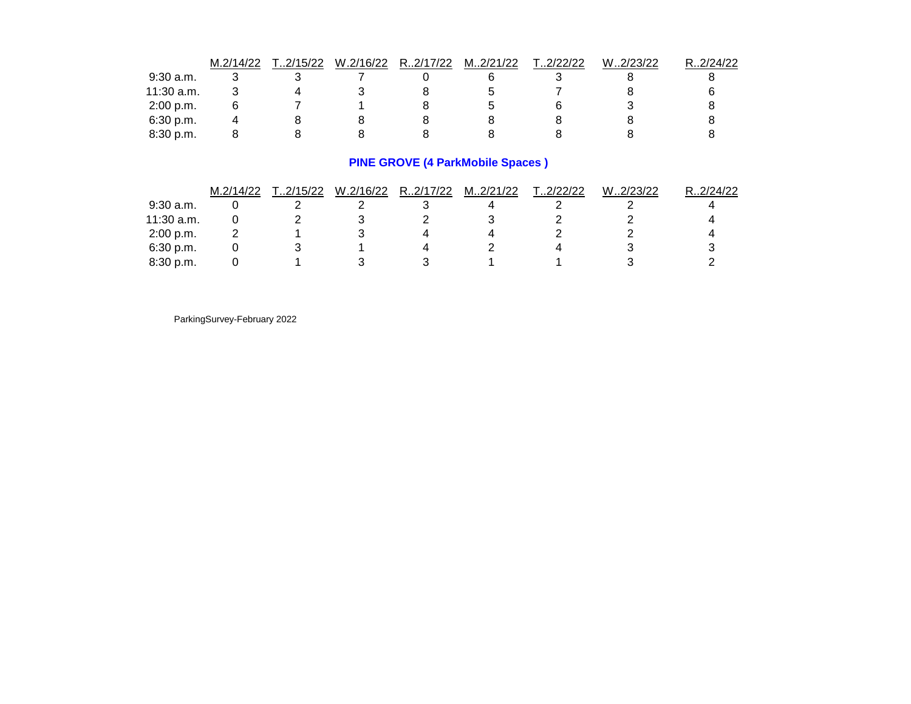| | M.2/14/22 | T..2/15/22 | W.2/16/22 | R..2/17/22 | M..2/21/22 | T..2/22/22 | W..2/23/22 | R..2/24/22 |
|---|---|---|---|---|---|---|---|---|
| 9:30 a.m. | 3 | 3 | 7 | 0 | 6 | 3 | 8 | 8 |
| 11:30 a.m. | 3 | 4 | 3 | 8 | 5 | 7 | 8 | 6 |
| 2:00 p.m. | 6 | 7 | 1 | 8 | 5 | 6 | 3 | 8 |
| 6:30 p.m. | 4 | 8 | 8 | 8 | 8 | 8 | 8 | 8 |
| 8:30 p.m. | 8 | 8 | 8 | 8 | 8 | 8 | 8 | 8 |

**PINE GROVE (4 ParkMobile Spaces )**

| | M.2/14/22 | T..2/15/22 | W.2/16/22 | R..2/17/22 | M..2/21/22 | T..2/22/22 | W..2/23/22 | R..2/24/22 |
|---|---|---|---|---|---|---|---|---|
| 9:30 a.m. | 0 | 2 | 2 | 3 | 4 | 2 | 2 | 4 |
| 11:30 a.m. | 0 | 2 | 3 | 2 | 3 | 2 | 2 | 4 |
| 2:00 p.m. | 2 | 1 | 3 | 4 | 4 | 2 | 2 | 4 |
| 6:30 p.m. | 0 | 3 | 1 | 4 | 2 | 4 | 3 | 3 |
| 8:30 p.m. | 0 | 1 | 3 | 3 | 1 | 1 | 3 | 2 |

ParkingSurvey-February 2022